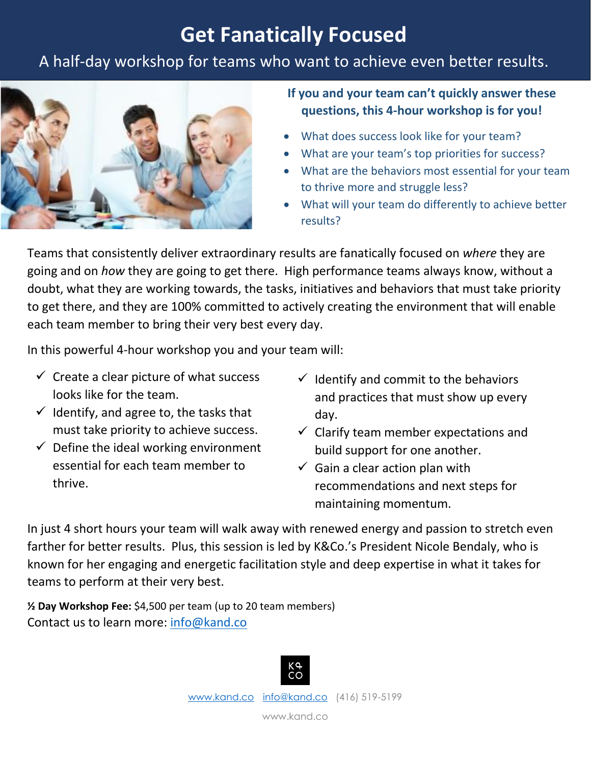# Get Fanatically Focused

A half-day workshop for teams who want to achieve even better results.

**If you and your team can't quickly answer these questions, this 4-hour workshop is for you!**

- What does success look like for your team?
- What are your team's top priorities for success?
- What are the behaviors most essential for your team to thrive more and struggle less?
- What will your team do differently to achieve better results?

Teams that consistently deliver extraordinary results are fanatically focused on *where* they are going and on *how* they are going to get there. High performance teams always know, without a doubt, what they are working towards, the tasks, initiatives and behaviors that must take priority to get there, and they are 100% committed to actively creating the environment that will enable each team member to bring their very best every day.

In this powerful 4-hour workshop you and your team will:

- ✓ Create a clear picture of what success looks like for the team.
- ✓ Identify, and agree to, the tasks that must take priority to achieve success.
- ✓ Define the ideal working environment essential for each team member to thrive.
- ✓ Identify and commit to the behaviors and practices that must show up every day.
- ✓ Clarify team member expectations and build support for one another.
- ✓ Gain a clear action plan with recommendations and next steps for maintaining momentum.

In just 4 short hours your team will walk away with renewed energy and passion to stretch even farther for better results. Plus, this session is led by K&Co.'s President Nicole Bendaly, who is known for her engaging and energetic facilitation style and deep expertise in what it takes for teams to perform at their very best.

**½ Day Workshop Fee:** $4,500 per team (up to 20 team members)

Contact us to learn more: info@kand.co

www.kand.co info@kand.co (416) 519-5199

www.kand.co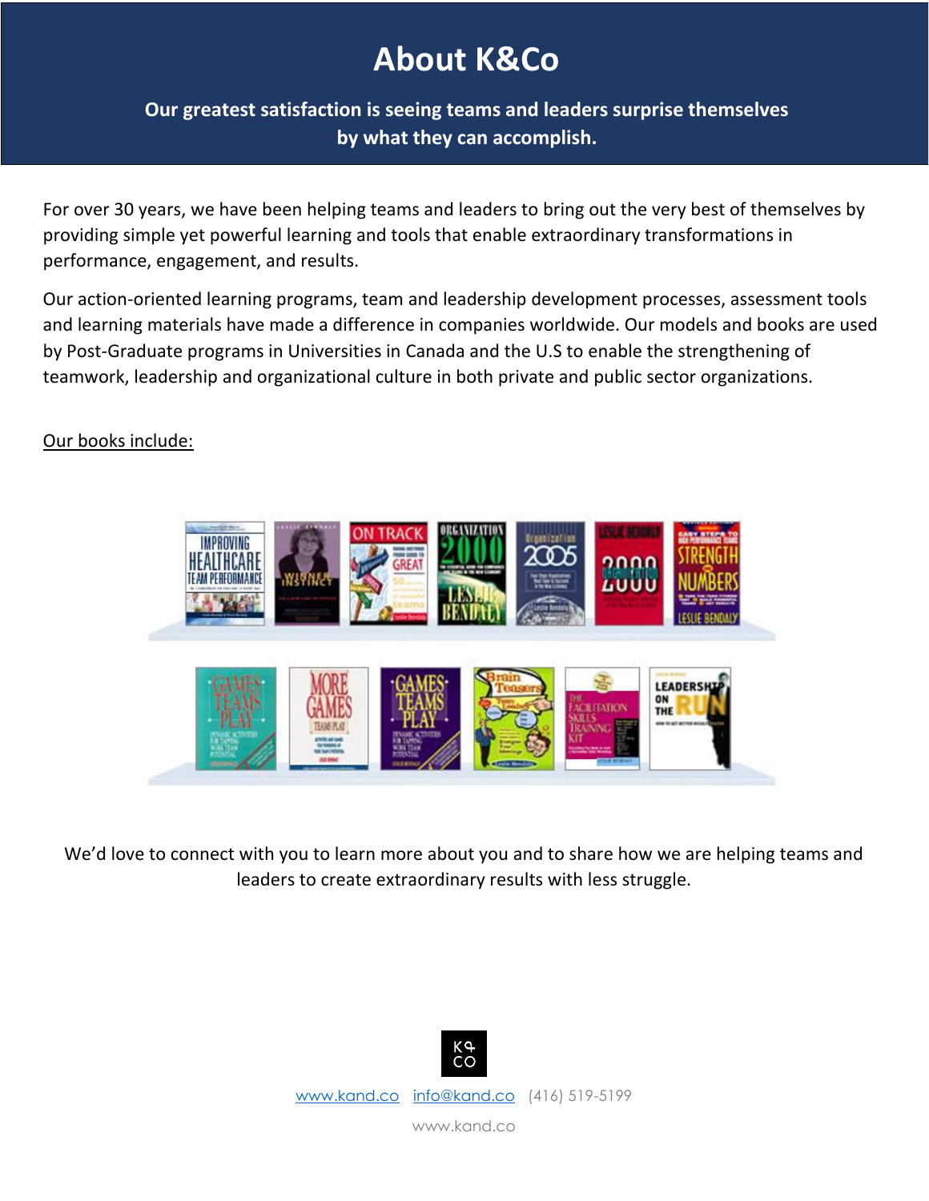# About K&Co

**Our greatest satisfaction is seeing teams and leaders surprise themselves by what they can accomplish.**

For over 30 years, we have been helping teams and leaders to bring out the very best of themselves by providing simple yet powerful learning and tools that enable extraordinary transformations in performance, engagement, and results.

Our action-oriented learning programs, team and leadership development processes, assessment tools and learning materials have made a difference in companies worldwide. Our models and books are used by Post-Graduate programs in Universities in Canada and the U.S to enable the strengthening of teamwork, leadership and organizational culture in both private and public sector organizations.

Our books include:

We'd love to connect with you to learn more about you and to share how we are helping teams and leaders to create extraordinary results with less struggle.

K&CO

www.kand.co  info@kand.co  (416) 519-5199

www.kand.co